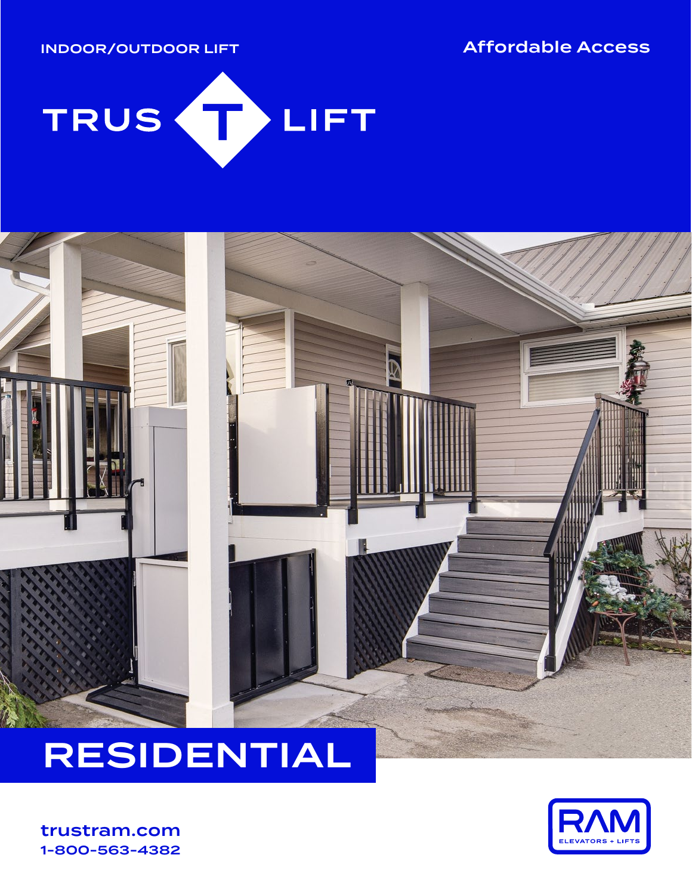INDOOR/OUTDOOR LIFT

Affordable Access

# TRUS T LIFT

## RESIDENTIAL

trustram.com
1-800-563-4382

RAM
ELEVATORS + LIFTS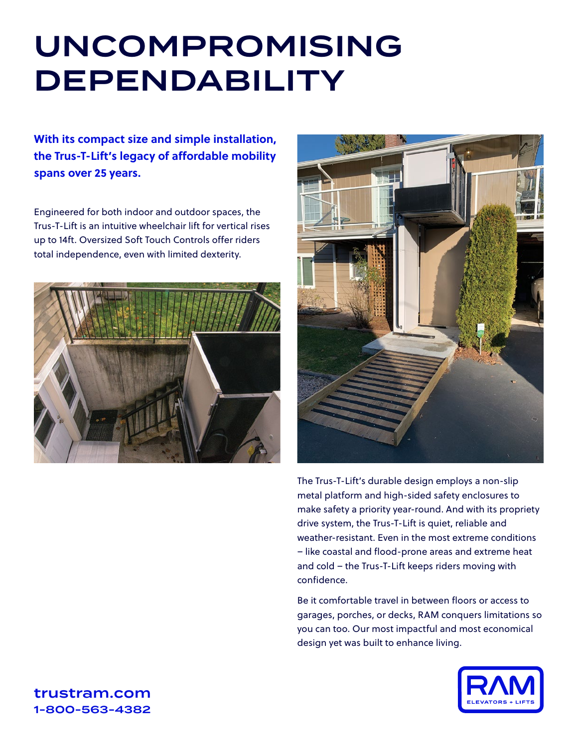# UNCOMPROMISING DEPENDABILITY

**With its compact size and simple installation, the Trus-T-Lift's legacy of affordable mobility spans over 25 years.**

Engineered for both indoor and outdoor spaces, the Trus-T-Lift is an intuitive wheelchair lift for vertical rises up to 14ft. Oversized Soft Touch Controls offer riders total independence, even with limited dexterity.

The Trus-T-Lift's durable design employs a non-slip metal platform and high-sided safety enclosures to make safety a priority year-round. And with its propriety drive system, the Trus-T-Lift is quiet, reliable and weather-resistant. Even in the most extreme conditions – like coastal and flood-prone areas and extreme heat and cold – the Trus-T-Lift keeps riders moving with confidence.

Be it comfortable travel in between floors or access to garages, porches, or decks, RAM conquers limitations so you can too. Our most impactful and most economical design yet was built to enhance living.

**trustram.com**
**1-800-563-4382**

RAM ELEVATORS + LIFTS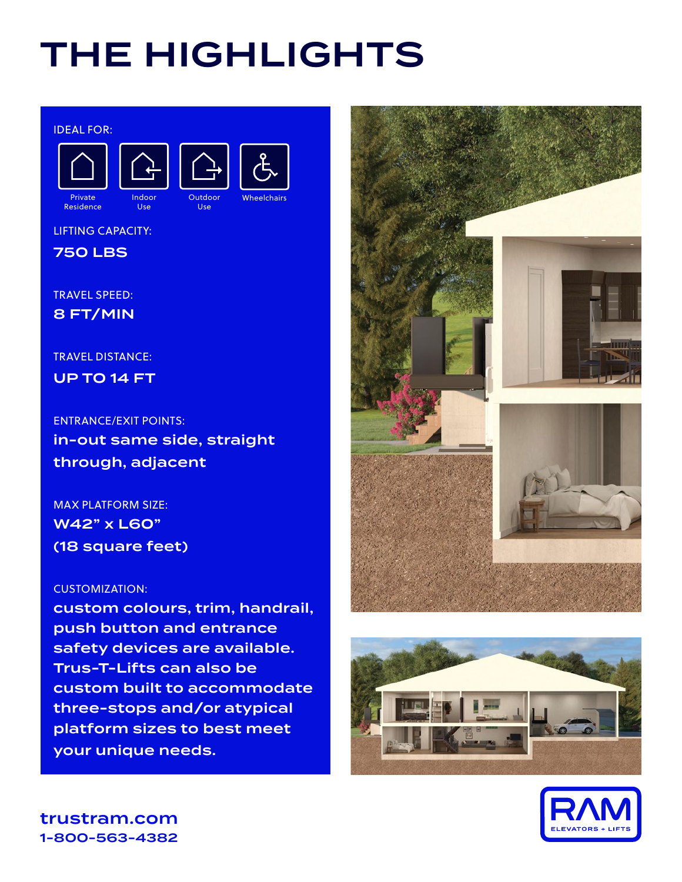# THE HIGHLIGHTS

IDEAL FOR:

- Private Residence
- Indoor Use
- Outdoor Use
- Wheelchairs

LIFTING CAPACITY:

**750 LBS**

TRAVEL SPEED:

**8 FT/MIN**

TRAVEL DISTANCE:

**UP TO 14 FT**

ENTRANCE/EXIT POINTS:

**in-out same side, straight through, adjacent**

MAX PLATFORM SIZE:

**W42" x L60"**
**(18 square feet)**

CUSTOMIZATION:

**custom colours, trim, handrail, push button and entrance safety devices are available. Trus-T-Lifts can also be custom built to accommodate three-stops and/or atypical platform sizes to best meet your unique needs.**

trustram.com
1-800-563-4382

RAM ELEVATORS + LIFTS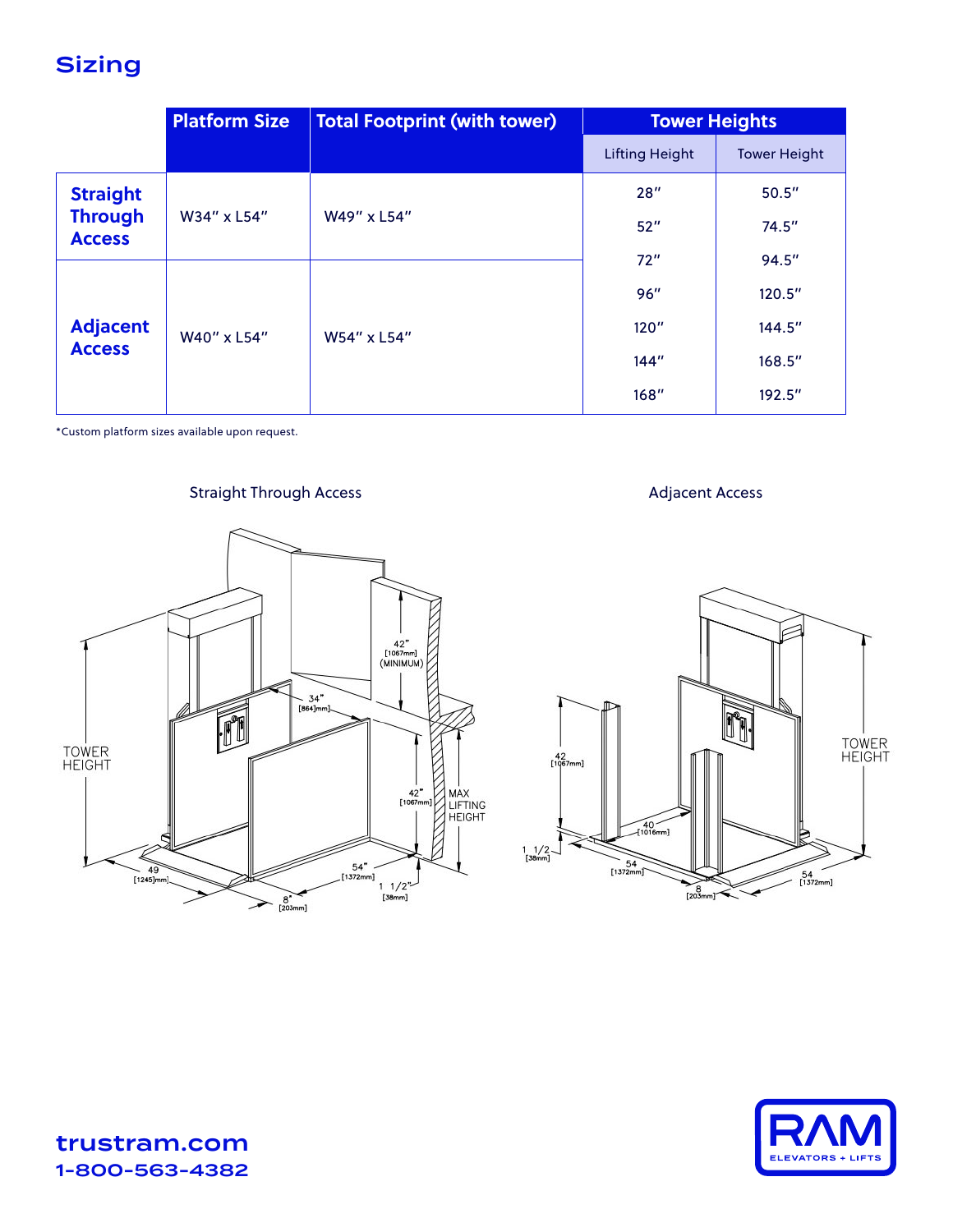## Sizing

| | Platform Size | Total Footprint (with tower) | Tower Heights | |
|---|---|---|---|---|
| | | | Lifting Height | Tower Height |
| **Straight Through Access** | W34" x L54" | W49" x L54" | 28" | 50.5" |
| | | | 52" | 74.5" |
| | | | 72" | 94.5" |
| **Adjacent Access** | W40" x L54" | W54" x L54" | 96" | 120.5" |
| | | | 120" | 144.5" |
| | | | 144" | 168.5" |
| | | | 168" | 192.5" |

*Custom platform sizes available upon request.

Straight Through Access

TOWER HEIGHT; 34" [864mm]; 42" [1067mm] (MINIMUM); 42" [1067mm]; MAX LIFTING HEIGHT; 49 [1245mm]; 54" [1372mm]; 8" [203mm]; 1 1/2" [38mm]

Adjacent Access

42 [1067mm]; 40 [1016mm]; 1 1/2 [38mm]; 54 [1372mm]; 8 [203mm]; 54 [1372mm]; TOWER HEIGHT

**trustram.com**
**1-800-563-4382**

RAM ELEVATORS + LIFTS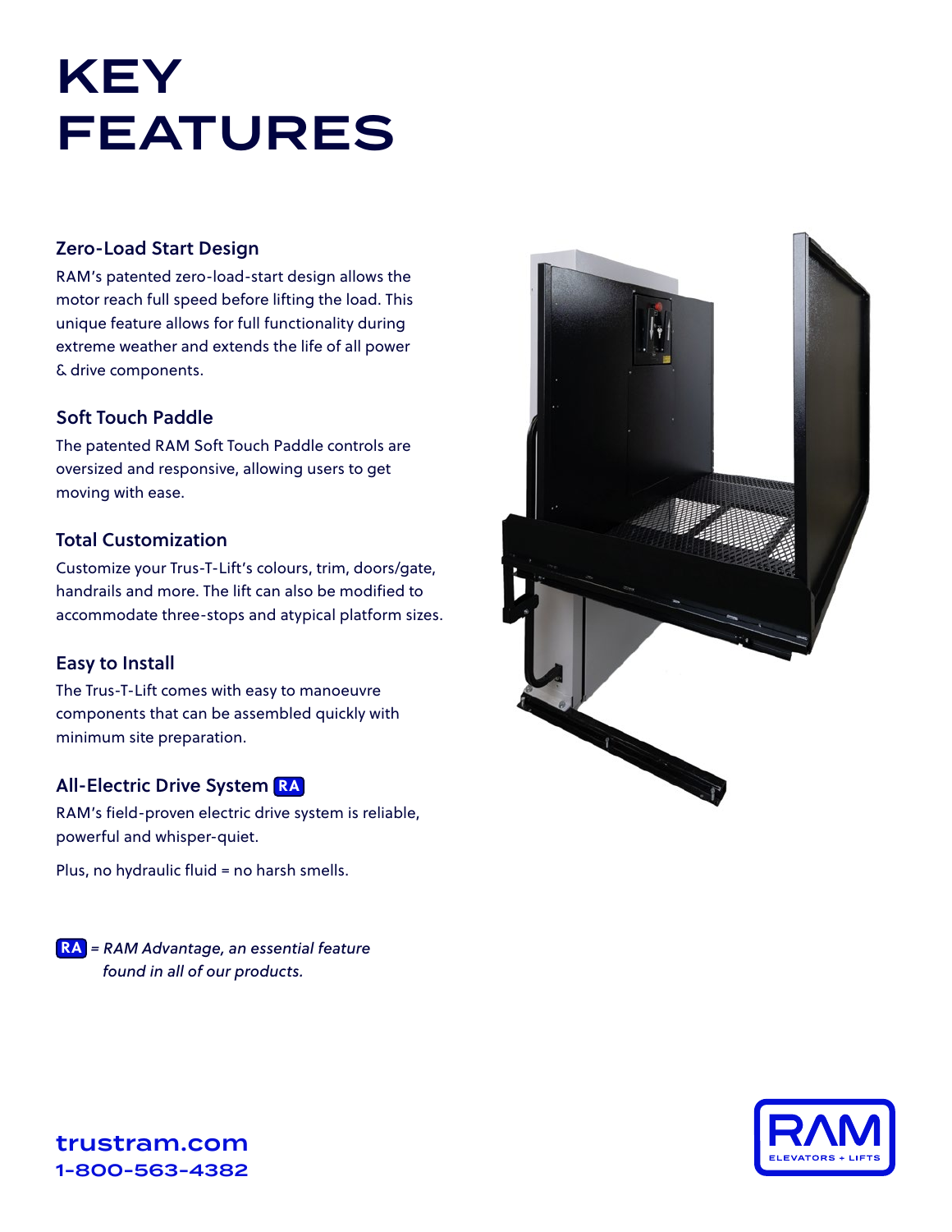# KEY FEATURES

### Zero-Load Start Design

RAM's patented zero-load-start design allows the motor reach full speed before lifting the load. This unique feature allows for full functionality during extreme weather and extends the life of all power & drive components.

### Soft Touch Paddle

The patented RAM Soft Touch Paddle controls are oversized and responsive, allowing users to get moving with ease.

### Total Customization

Customize your Trus-T-Lift's colours, trim, doors/gate, handrails and more. The lift can also be modified to accommodate three-stops and atypical platform sizes.

### Easy to Install

The Trus-T-Lift comes with easy to manoeuvre components that can be assembled quickly with minimum site preparation.

### All-Electric Drive System RA

RAM's field-proven electric drive system is reliable, powerful and whisper-quiet.

Plus, no hydraulic fluid = no harsh smells.

**RA** = *RAM Advantage, an essential feature found in all of our products.*

**trustram.com**
**1-800-563-4382**

RAM ELEVATORS + LIFTS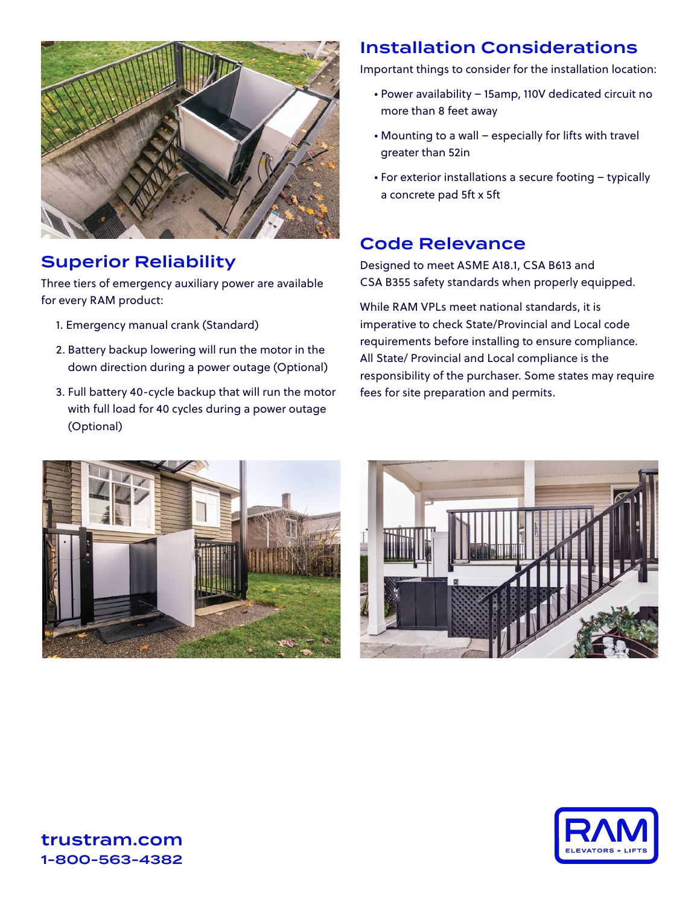## Superior Reliability

Three tiers of emergency auxiliary power are available for every RAM product:

1. Emergency manual crank (Standard)
2. Battery backup lowering will run the motor in the down direction during a power outage (Optional)
3. Full battery 40-cycle backup that will run the motor with full load for 40 cycles during a power outage (Optional)

## Installation Considerations

Important things to consider for the installation location:

- Power availability – 15amp, 110V dedicated circuit no more than 8 feet away
- Mounting to a wall – especially for lifts with travel greater than 52in
- For exterior installations a secure footing – typically a concrete pad 5ft x 5ft

## Code Relevance

Designed to meet ASME A18.1, CSA B613 and CSA B355 safety standards when properly equipped.

While RAM VPLs meet national standards, it is imperative to check State/Provincial and Local code requirements before installing to ensure compliance. All State/ Provincial and Local compliance is the responsibility of the purchaser. Some states may require fees for site preparation and permits.

**trustram.com**
**1-800-563-4382**

RAM ELEVATORS + LIFTS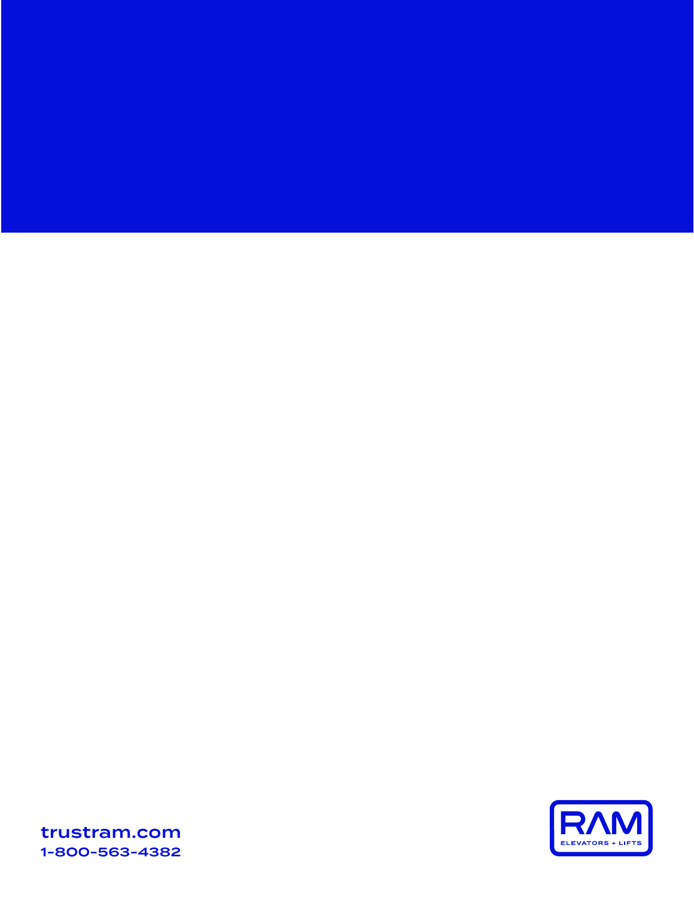trustram.com
1-800-563-4382

RAM
ELEVATORS + LIFTS